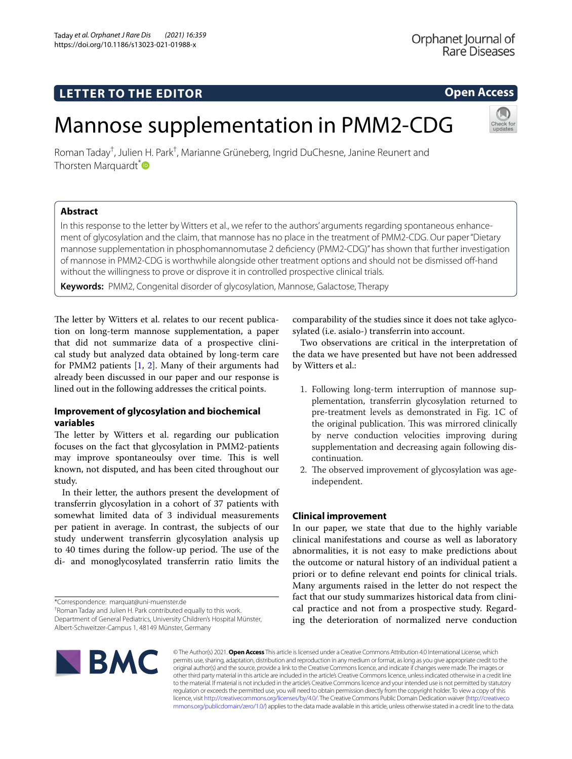LETTER TO THE EDITOR

Open Access

# Mannose supplementation in PMM2-CDG

Roman Taday[†], Julien H. Park[†], Marianne Grüneberg, Ingrid DuChesne, Janine Reunert and Thorsten Marquardt[*]

## Abstract

In this response to the letter by Witters et al., we refer to the authors' arguments regarding spontaneous enhancement of glycosylation and the claim, that mannose has no place in the treatment of PMM2-CDG. Our paper "Dietary mannose supplementation in phosphomannomutase 2 deficiency (PMM2-CDG)" has shown that further investigation of mannose in PMM2-CDG is worthwhile alongside other treatment options and should not be dismissed off-hand without the willingness to prove or disprove it in controlled prospective clinical trials.

**Keywords:** PMM2, Congenital disorder of glycosylation, Mannose, Galactose, Therapy

The letter by Witters et al. relates to our recent publication on long-term mannose supplementation, a paper that did not summarize data of a prospective clinical study but analyzed data obtained by long-term care for PMM2 patients [1, 2]. Many of their arguments had already been discussed in our paper and our response is lined out in the following addresses the critical points.

### Improvement of glycosylation and biochemical variables

The letter by Witters et al. regarding our publication focuses on the fact that glycosylation in PMM2-patients may improve spontaneously over time. This is well known, not disputed, and has been cited throughout our study.

In their letter, the authors present the development of transferrin glycosylation in a cohort of 37 patients with somewhat limited data of 3 individual measurements per patient in average. In contrast, the subjects of our study underwent transferrin glycosylation analysis up to 40 times during the follow-up period. The use of the di- and monoglycosylated transferrin ratio limits the comparability of the studies since it does not take aglycosylated (i.e. asialo-) transferrin into account.

Two observations are critical in the interpretation of the data we have presented but have not been addressed by Witters et al.:

1. Following long-term interruption of mannose supplementation, transferrin glycosylation returned to pre-treatment levels as demonstrated in Fig. 1C of the original publication. This was mirrored clinically by nerve conduction velocities improving during supplementation and decreasing again following discontinuation.
2. The observed improvement of glycosylation was age-independent.

### Clinical improvement

In our paper, we state that due to the highly variable clinical manifestations and course as well as laboratory abnormalities, it is not easy to make predictions about the outcome or natural history of an individual patient a priori or to define relevant end points for clinical trials. Many arguments raised in the letter do not respect the fact that our study summarizes historical data from clinical practice and not from a prospective study. Regarding the deterioration of normalized nerve conduction

*Correspondence: marquat@uni-muenster.de
[†]Roman Taday and Julien H. Park contributed equally to this work.
Department of General Pediatrics, University Children's Hospital Münster, Albert-Schweitzer-Campus 1, 48149 Münster, Germany

© The Author(s) 2021. **Open Access** This article is licensed under a Creative Commons Attribution 4.0 International License, which permits use, sharing, adaptation, distribution and reproduction in any medium or format, as long as you give appropriate credit to the original author(s) and the source, provide a link to the Creative Commons licence, and indicate if changes were made. The images or other third party material in this article are included in the article's Creative Commons licence, unless indicated otherwise in a credit line to the material. If material is not included in the article's Creative Commons licence and your intended use is not permitted by statutory regulation or exceeds the permitted use, you will need to obtain permission directly from the copyright holder. To view a copy of this licence, visit http://creativecommons.org/licenses/by/4.0/. The Creative Commons Public Domain Dedication waiver (http://creativecommons.org/publicdomain/zero/1.0/) applies to the data made available in this article, unless otherwise stated in a credit line to the data.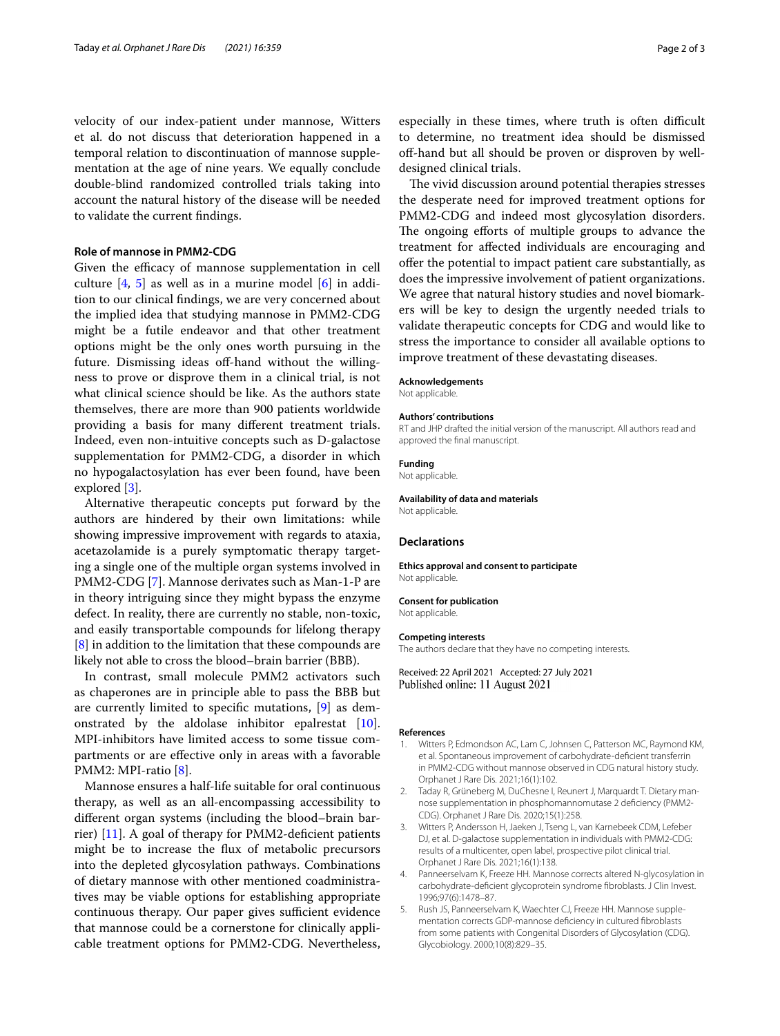velocity of our index-patient under mannose, Witters et al. do not discuss that deterioration happened in a temporal relation to discontinuation of mannose supplementation at the age of nine years. We equally conclude double-blind randomized controlled trials taking into account the natural history of the disease will be needed to validate the current findings.

### Role of mannose in PMM2-CDG

Given the efficacy of mannose supplementation in cell culture [4, 5] as well as in a murine model [6] in addition to our clinical findings, we are very concerned about the implied idea that studying mannose in PMM2-CDG might be a futile endeavor and that other treatment options might be the only ones worth pursuing in the future. Dismissing ideas off-hand without the willingness to prove or disprove them in a clinical trial, is not what clinical science should be like. As the authors state themselves, there are more than 900 patients worldwide providing a basis for many different treatment trials. Indeed, even non-intuitive concepts such as D-galactose supplementation for PMM2-CDG, a disorder in which no hypogalactosylation has ever been found, have been explored [3].

Alternative therapeutic concepts put forward by the authors are hindered by their own limitations: while showing impressive improvement with regards to ataxia, acetazolamide is a purely symptomatic therapy targeting a single one of the multiple organ systems involved in PMM2-CDG [7]. Mannose derivates such as Man-1-P are in theory intriguing since they might bypass the enzyme defect. In reality, there are currently no stable, non-toxic, and easily transportable compounds for lifelong therapy [8] in addition to the limitation that these compounds are likely not able to cross the blood–brain barrier (BBB).

In contrast, small molecule PMM2 activators such as chaperones are in principle able to pass the BBB but are currently limited to specific mutations, [9] as demonstrated by the aldolase inhibitor epalrestat [10]. MPI-inhibitors have limited access to some tissue compartments or are effective only in areas with a favorable PMM2: MPI-ratio [8].

Mannose ensures a half-life suitable for oral continuous therapy, as well as an all-encompassing accessibility to different organ systems (including the blood–brain barrier) [11]. A goal of therapy for PMM2-deficient patients might be to increase the flux of metabolic precursors into the depleted glycosylation pathways. Combinations of dietary mannose with other mentioned coadministratives may be viable options for establishing appropriate continuous therapy. Our paper gives sufficient evidence that mannose could be a cornerstone for clinically applicable treatment options for PMM2-CDG. Nevertheless, especially in these times, where truth is often difficult to determine, no treatment idea should be dismissed off-hand but all should be proven or disproven by well-designed clinical trials.

The vivid discussion around potential therapies stresses the desperate need for improved treatment options for PMM2-CDG and indeed most glycosylation disorders. The ongoing efforts of multiple groups to advance the treatment for affected individuals are encouraging and offer the potential to impact patient care substantially, as does the impressive involvement of patient organizations. We agree that natural history studies and novel biomarkers will be key to design the urgently needed trials to validate therapeutic concepts for CDG and would like to stress the importance to consider all available options to improve treatment of these devastating diseases.

#### Acknowledgements

Not applicable.

#### Authors' contributions

RT and JHP drafted the initial version of the manuscript. All authors read and approved the final manuscript.

#### Funding

Not applicable.

#### Availability of data and materials

Not applicable.

## Declarations

#### Ethics approval and consent to participate

Not applicable.

#### Consent for publication

Not applicable.

#### Competing interests

The authors declare that they have no competing interests.

Received: 22 April 2021 Accepted: 27 July 2021
Published online: 11 August 2021

#### References

1. Witters P, Edmondson AC, Lam C, Johnsen C, Patterson MC, Raymond KM, et al. Spontaneous improvement of carbohydrate-deficient transferrin in PMM2-CDG without mannose observed in CDG natural history study. Orphanet J Rare Dis. 2021;16(1):102.
2. Taday R, Grüneberg M, DuChesne I, Reunert J, Marquardt T. Dietary mannose supplementation in phosphomannomutase 2 deficiency (PMM2-CDG). Orphanet J Rare Dis. 2020;15(1):258.
3. Witters P, Andersson H, Jaeken J, Tseng L, van Karnebeek CDM, Lefeber DJ, et al. D-galactose supplementation in individuals with PMM2-CDG: results of a multicenter, open label, prospective pilot clinical trial. Orphanet J Rare Dis. 2021;16(1):138.
4. Panneerselvam K, Freeze HH. Mannose corrects altered N-glycosylation in carbohydrate-deficient glycoprotein syndrome fibroblasts. J Clin Invest. 1996;97(6):1478–87.
5. Rush JS, Panneerselvam K, Waechter CJ, Freeze HH. Mannose supplementation corrects GDP-mannose deficiency in cultured fibroblasts from some patients with Congenital Disorders of Glycosylation (CDG). Glycobiology. 2000;10(8):829–35.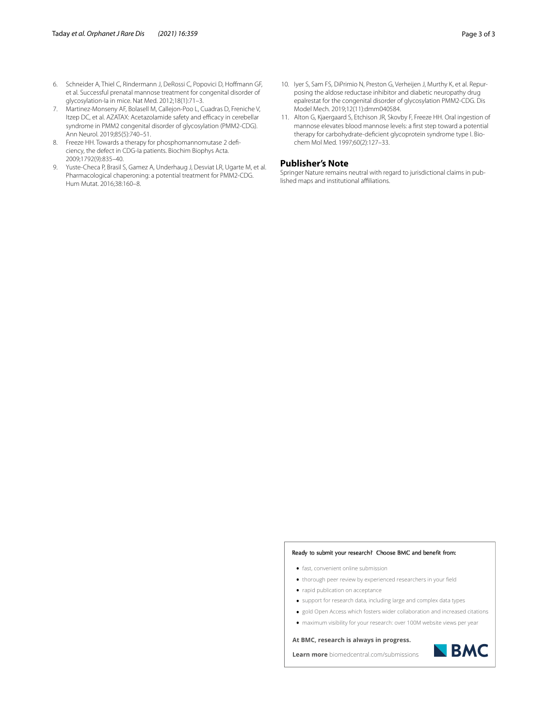6. Schneider A, Thiel C, Rindermann J, DeRossi C, Popovici D, Hoffmann GF, et al. Successful prenatal mannose treatment for congenital disorder of glycosylation-Ia in mice. Nat Med. 2012;18(1):71–3.
7. Martinez-Monseny AF, Bolasell M, Callejon-Poo L, Cuadras D, Freniche V, Itzep DC, et al. AZATAX: Acetazolamide safety and efficacy in cerebellar syndrome in PMM2 congenital disorder of glycosylation (PMM2-CDG). Ann Neurol. 2019;85(5):740–51.
8. Freeze HH. Towards a therapy for phosphomannomutase 2 deficiency, the defect in CDG-Ia patients. Biochim Biophys Acta. 2009;1792(9):835–40.
9. Yuste-Checa P, Brasil S, Gamez A, Underhaug J, Desviat LR, Ugarte M, et al. Pharmacological chaperoning: a potential treatment for PMM2-CDG. Hum Mutat. 2016;38:160–8.
10. Iyer S, Sam FS, DiPrimio N, Preston G, Verheijen J, Murthy K, et al. Repurposing the aldose reductase inhibitor and diabetic neuropathy drug epalrestat for the congenital disorder of glycosylation PMM2-CDG. Dis Model Mech. 2019;12(11):dmm040584.
11. Alton G, Kjaergaard S, Etchison JR, Skovby F, Freeze HH. Oral ingestion of mannose elevates blood mannose levels: a first step toward a potential therapy for carbohydrate-deficient glycoprotein syndrome type I. Biochem Mol Med. 1997;60(2):127–33.

## Publisher's Note

Springer Nature remains neutral with regard to jurisdictional claims in published maps and institutional affiliations.

Ready to submit your research? Choose BMC and benefit from:

- fast, convenient online submission
- thorough peer review by experienced researchers in your field
- rapid publication on acceptance
- support for research data, including large and complex data types
- gold Open Access which fosters wider collaboration and increased citations
- maximum visibility for your research: over 100M website views per year

**At BMC, research is always in progress.**

**Learn more** biomedcentral.com/submissions

BMC